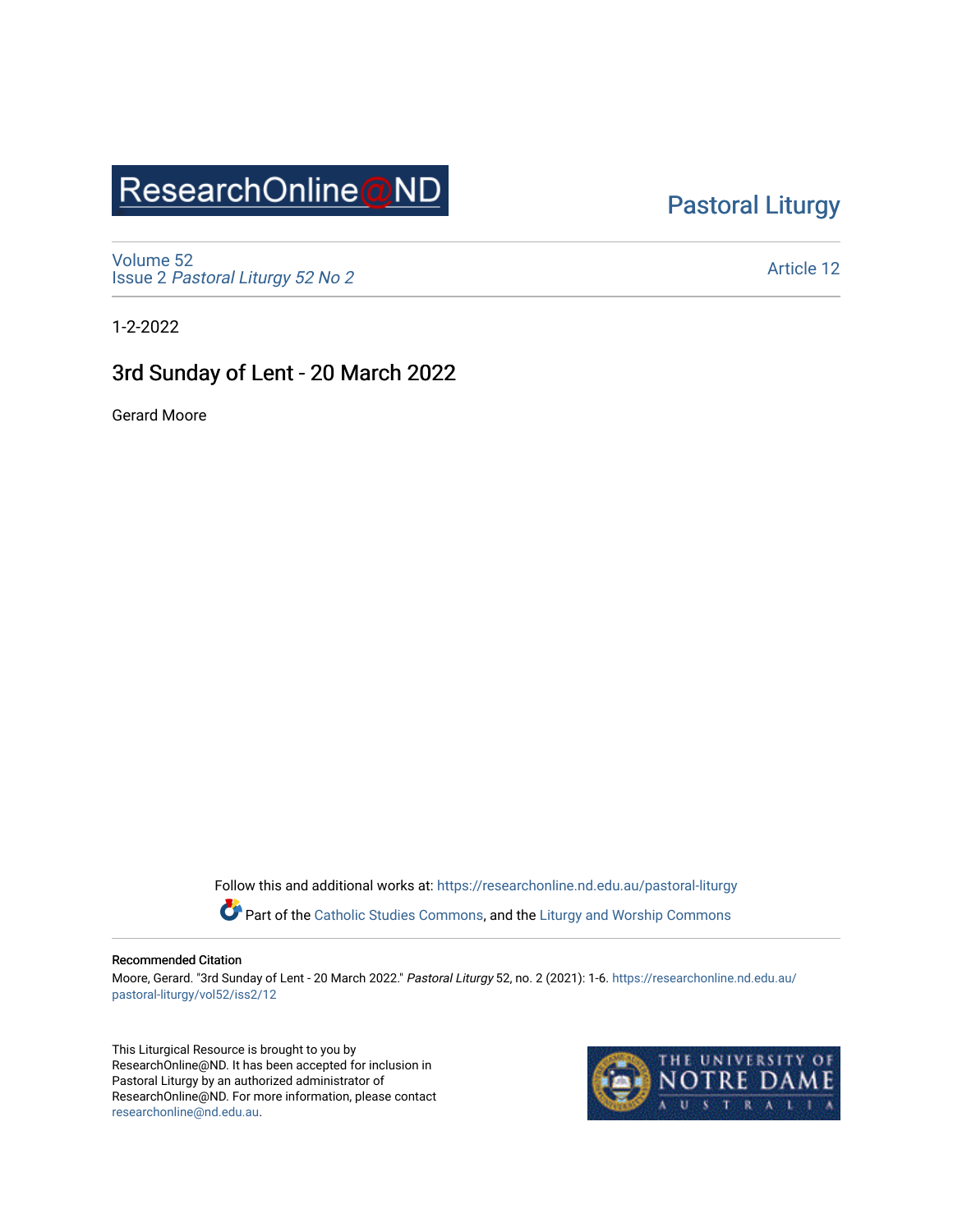ResearchOnline@ND

Pastoral Liturgy

Volume 52
Issue 2 *Pastoral Liturgy 52 No 2*

Article 12

1-2-2022

# 3rd Sunday of Lent - 20 March 2022

Gerard Moore

Follow this and additional works at: https://researchonline.nd.edu.au/pastoral-liturgy

Part of the Catholic Studies Commons, and the Liturgy and Worship Commons

**Recommended Citation**

Moore, Gerard. "3rd Sunday of Lent - 20 March 2022." *Pastoral Liturgy* 52, no. 2 (2021): 1-6. https://researchonline.nd.edu.au/pastoral-liturgy/vol52/iss2/12

This Liturgical Resource is brought to you by ResearchOnline@ND. It has been accepted for inclusion in Pastoral Liturgy by an authorized administrator of ResearchOnline@ND. For more information, please contact researchonline@nd.edu.au.

THE UNIVERSITY OF NOTRE DAME AUSTRALIA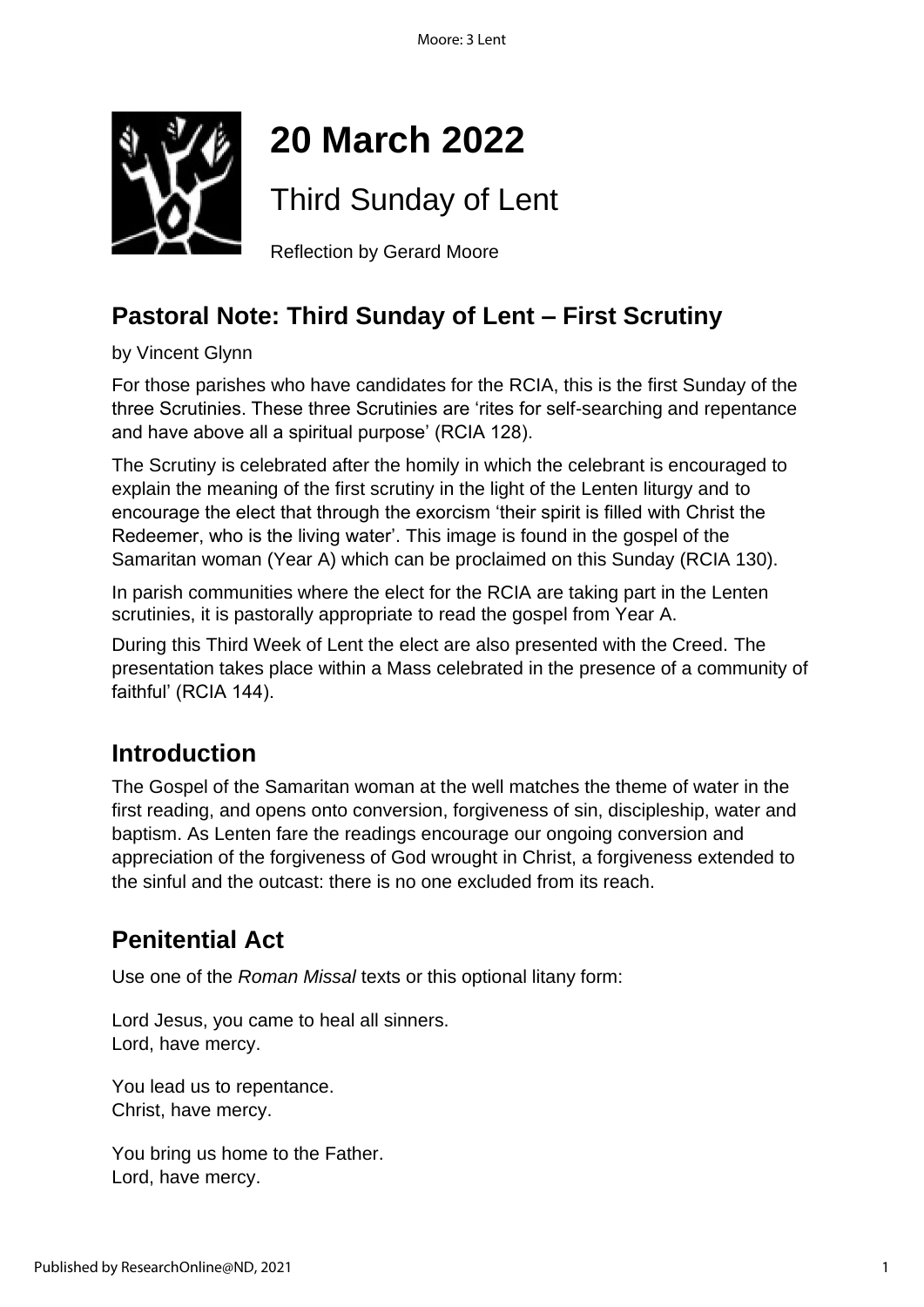# 20 March 2022

## Third Sunday of Lent

Reflection by Gerard Moore

## Pastoral Note: Third Sunday of Lent – First Scrutiny

by Vincent Glynn

For those parishes who have candidates for the RCIA, this is the first Sunday of the three Scrutinies. These three Scrutinies are 'rites for self-searching and repentance and have above all a spiritual purpose' (RCIA 128).

The Scrutiny is celebrated after the homily in which the celebrant is encouraged to explain the meaning of the first scrutiny in the light of the Lenten liturgy and to encourage the elect that through the exorcism 'their spirit is filled with Christ the Redeemer, who is the living water'. This image is found in the gospel of the Samaritan woman (Year A) which can be proclaimed on this Sunday (RCIA 130).

In parish communities where the elect for the RCIA are taking part in the Lenten scrutinies, it is pastorally appropriate to read the gospel from Year A.

During this Third Week of Lent the elect are also presented with the Creed. The presentation takes place within a Mass celebrated in the presence of a community of faithful' (RCIA 144).

## Introduction

The Gospel of the Samaritan woman at the well matches the theme of water in the first reading, and opens onto conversion, forgiveness of sin, discipleship, water and baptism. As Lenten fare the readings encourage our ongoing conversion and appreciation of the forgiveness of God wrought in Christ, a forgiveness extended to the sinful and the outcast: there is no one excluded from its reach.

## Penitential Act

Use one of the *Roman Missal* texts or this optional litany form:

Lord Jesus, you came to heal all sinners.  
Lord, have mercy.

You lead us to repentance.  
Christ, have mercy.

You bring us home to the Father.  
Lord, have mercy.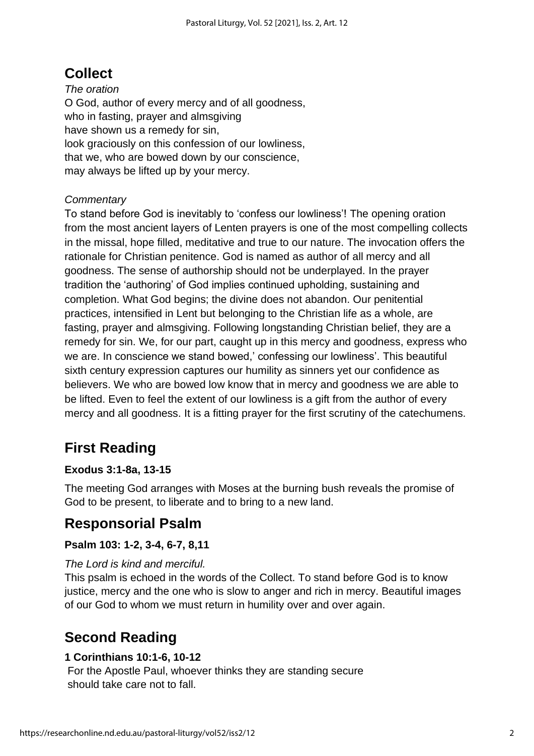## Collect

*The oration*

O God, author of every mercy and of all goodness,
who in fasting, prayer and almsgiving
have shown us a remedy for sin,
look graciously on this confession of our lowliness,
that we, who are bowed down by our conscience,
may always be lifted up by your mercy.

*Commentary*

To stand before God is inevitably to 'confess our lowliness'! The opening oration from the most ancient layers of Lenten prayers is one of the most compelling collects in the missal, hope filled, meditative and true to our nature. The invocation offers the rationale for Christian penitence. God is named as author of all mercy and all goodness. The sense of authorship should not be underplayed. In the prayer tradition the 'authoring' of God implies continued upholding, sustaining and completion. What God begins; the divine does not abandon. Our penitential practices, intensified in Lent but belonging to the Christian life as a whole, are fasting, prayer and almsgiving. Following longstanding Christian belief, they are a remedy for sin. We, for our part, caught up in this mercy and goodness, express who we are. In conscience we stand bowed,' confessing our lowliness'. This beautiful sixth century expression captures our humility as sinners yet our confidence as believers. We who are bowed low know that in mercy and goodness we are able to be lifted. Even to feel the extent of our lowliness is a gift from the author of every mercy and all goodness. It is a fitting prayer for the first scrutiny of the catechumens.

## First Reading

**Exodus 3:1-8a, 13-15**

The meeting God arranges with Moses at the burning bush reveals the promise of God to be present, to liberate and to bring to a new land.

## Responsorial Psalm

**Psalm 103: 1-2, 3-4, 6-7, 8,11**

*The Lord is kind and merciful.*

This psalm is echoed in the words of the Collect. To stand before God is to know justice, mercy and the one who is slow to anger and rich in mercy. Beautiful images of our God to whom we must return in humility over and over again.

## Second Reading

**1 Corinthians 10:1-6, 10-12**

For the Apostle Paul, whoever thinks they are standing secure should take care not to fall.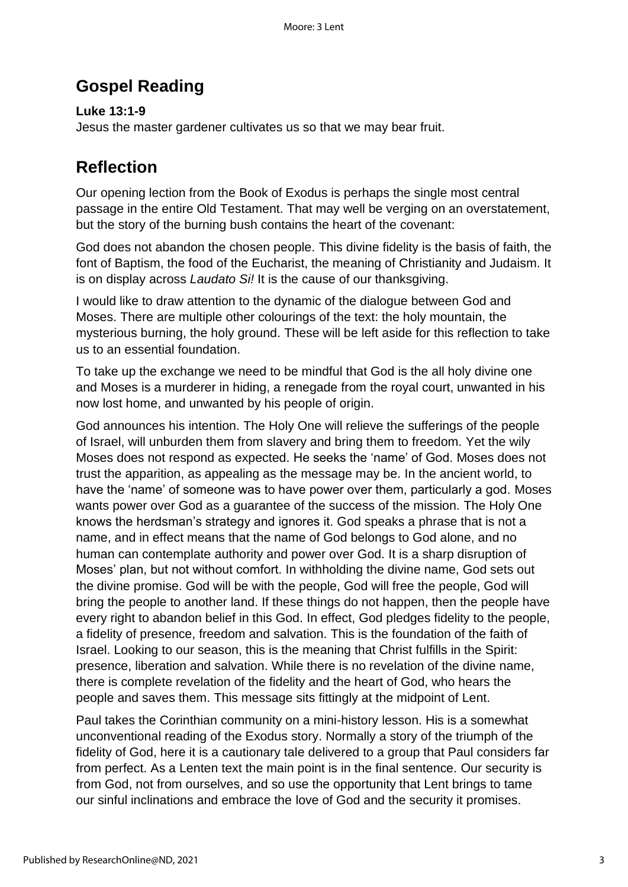## Gospel Reading

**Luke 13:1-9**
Jesus the master gardener cultivates us so that we may bear fruit.

## Reflection

Our opening lection from the Book of Exodus is perhaps the single most central passage in the entire Old Testament. That may well be verging on an overstatement, but the story of the burning bush contains the heart of the covenant:

God does not abandon the chosen people. This divine fidelity is the basis of faith, the font of Baptism, the food of the Eucharist, the meaning of Christianity and Judaism. It is on display across *Laudato Si!* It is the cause of our thanksgiving.

I would like to draw attention to the dynamic of the dialogue between God and Moses. There are multiple other colourings of the text: the holy mountain, the mysterious burning, the holy ground. These will be left aside for this reflection to take us to an essential foundation.

To take up the exchange we need to be mindful that God is the all holy divine one and Moses is a murderer in hiding, a renegade from the royal court, unwanted in his now lost home, and unwanted by his people of origin.

God announces his intention. The Holy One will relieve the sufferings of the people of Israel, will unburden them from slavery and bring them to freedom. Yet the wily Moses does not respond as expected. He seeks the 'name' of God. Moses does not trust the apparition, as appealing as the message may be. In the ancient world, to have the 'name' of someone was to have power over them, particularly a god. Moses wants power over God as a guarantee of the success of the mission. The Holy One knows the herdsman's strategy and ignores it. God speaks a phrase that is not a name, and in effect means that the name of God belongs to God alone, and no human can contemplate authority and power over God. It is a sharp disruption of Moses' plan, but not without comfort. In withholding the divine name, God sets out the divine promise. God will be with the people, God will free the people, God will bring the people to another land. If these things do not happen, then the people have every right to abandon belief in this God. In effect, God pledges fidelity to the people, a fidelity of presence, freedom and salvation. This is the foundation of the faith of Israel. Looking to our season, this is the meaning that Christ fulfills in the Spirit: presence, liberation and salvation. While there is no revelation of the divine name, there is complete revelation of the fidelity and the heart of God, who hears the people and saves them. This message sits fittingly at the midpoint of Lent.

Paul takes the Corinthian community on a mini-history lesson. His is a somewhat unconventional reading of the Exodus story. Normally a story of the triumph of the fidelity of God, here it is a cautionary tale delivered to a group that Paul considers far from perfect. As a Lenten text the main point is in the final sentence. Our security is from God, not from ourselves, and so use the opportunity that Lent brings to tame our sinful inclinations and embrace the love of God and the security it promises.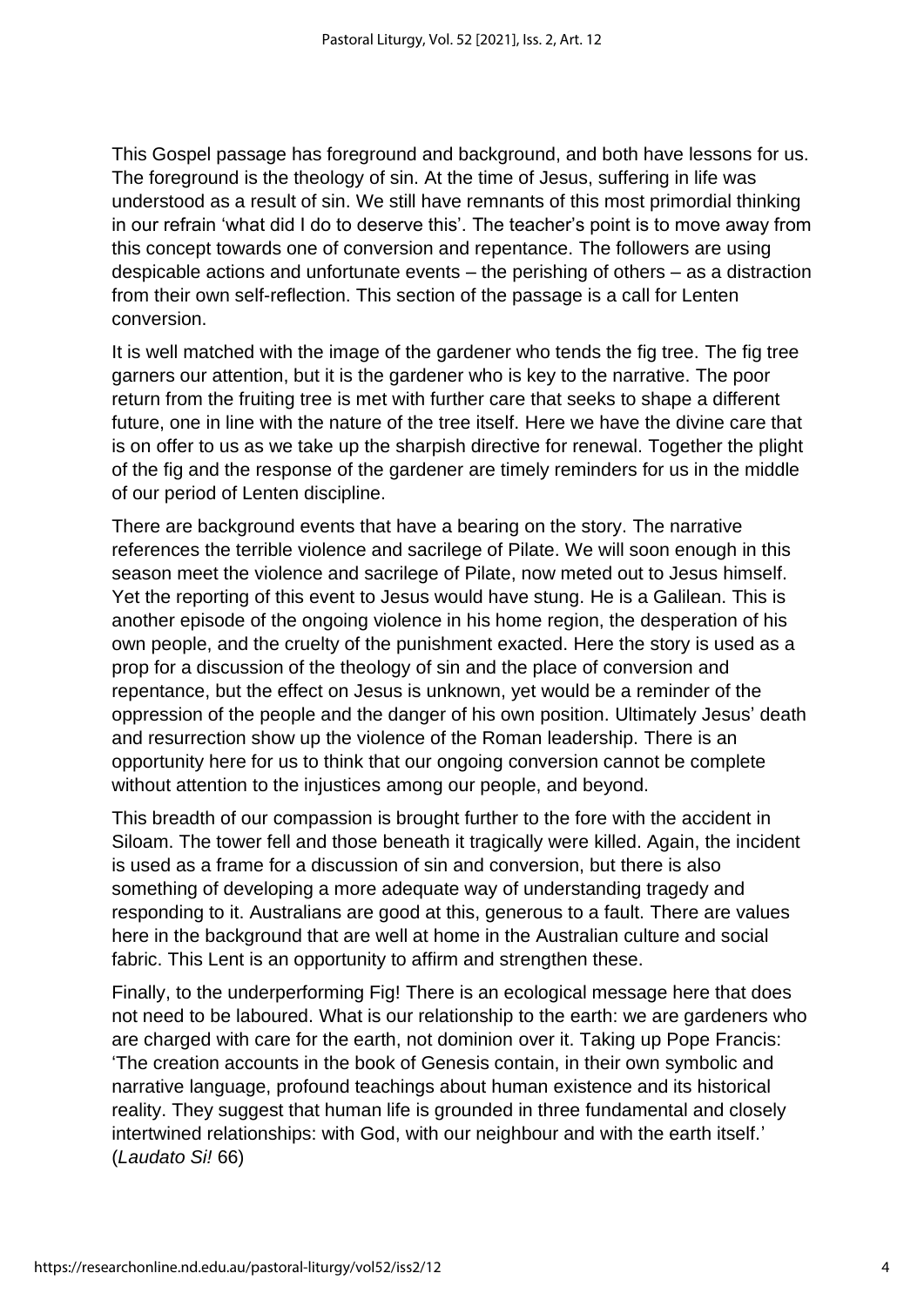This Gospel passage has foreground and background, and both have lessons for us. The foreground is the theology of sin. At the time of Jesus, suffering in life was understood as a result of sin. We still have remnants of this most primordial thinking in our refrain 'what did I do to deserve this'. The teacher's point is to move away from this concept towards one of conversion and repentance. The followers are using despicable actions and unfortunate events – the perishing of others – as a distraction from their own self-reflection. This section of the passage is a call for Lenten conversion.

It is well matched with the image of the gardener who tends the fig tree. The fig tree garners our attention, but it is the gardener who is key to the narrative. The poor return from the fruiting tree is met with further care that seeks to shape a different future, one in line with the nature of the tree itself. Here we have the divine care that is on offer to us as we take up the sharpish directive for renewal. Together the plight of the fig and the response of the gardener are timely reminders for us in the middle of our period of Lenten discipline.

There are background events that have a bearing on the story. The narrative references the terrible violence and sacrilege of Pilate. We will soon enough in this season meet the violence and sacrilege of Pilate, now meted out to Jesus himself. Yet the reporting of this event to Jesus would have stung. He is a Galilean. This is another episode of the ongoing violence in his home region, the desperation of his own people, and the cruelty of the punishment exacted. Here the story is used as a prop for a discussion of the theology of sin and the place of conversion and repentance, but the effect on Jesus is unknown, yet would be a reminder of the oppression of the people and the danger of his own position. Ultimately Jesus' death and resurrection show up the violence of the Roman leadership. There is an opportunity here for us to think that our ongoing conversion cannot be complete without attention to the injustices among our people, and beyond.

This breadth of our compassion is brought further to the fore with the accident in Siloam. The tower fell and those beneath it tragically were killed. Again, the incident is used as a frame for a discussion of sin and conversion, but there is also something of developing a more adequate way of understanding tragedy and responding to it. Australians are good at this, generous to a fault. There are values here in the background that are well at home in the Australian culture and social fabric. This Lent is an opportunity to affirm and strengthen these.

Finally, to the underperforming Fig! There is an ecological message here that does not need to be laboured. What is our relationship to the earth: we are gardeners who are charged with care for the earth, not dominion over it. Taking up Pope Francis: 'The creation accounts in the book of Genesis contain, in their own symbolic and narrative language, profound teachings about human existence and its historical reality. They suggest that human life is grounded in three fundamental and closely intertwined relationships: with God, with our neighbour and with the earth itself.' (*Laudato Si!* 66)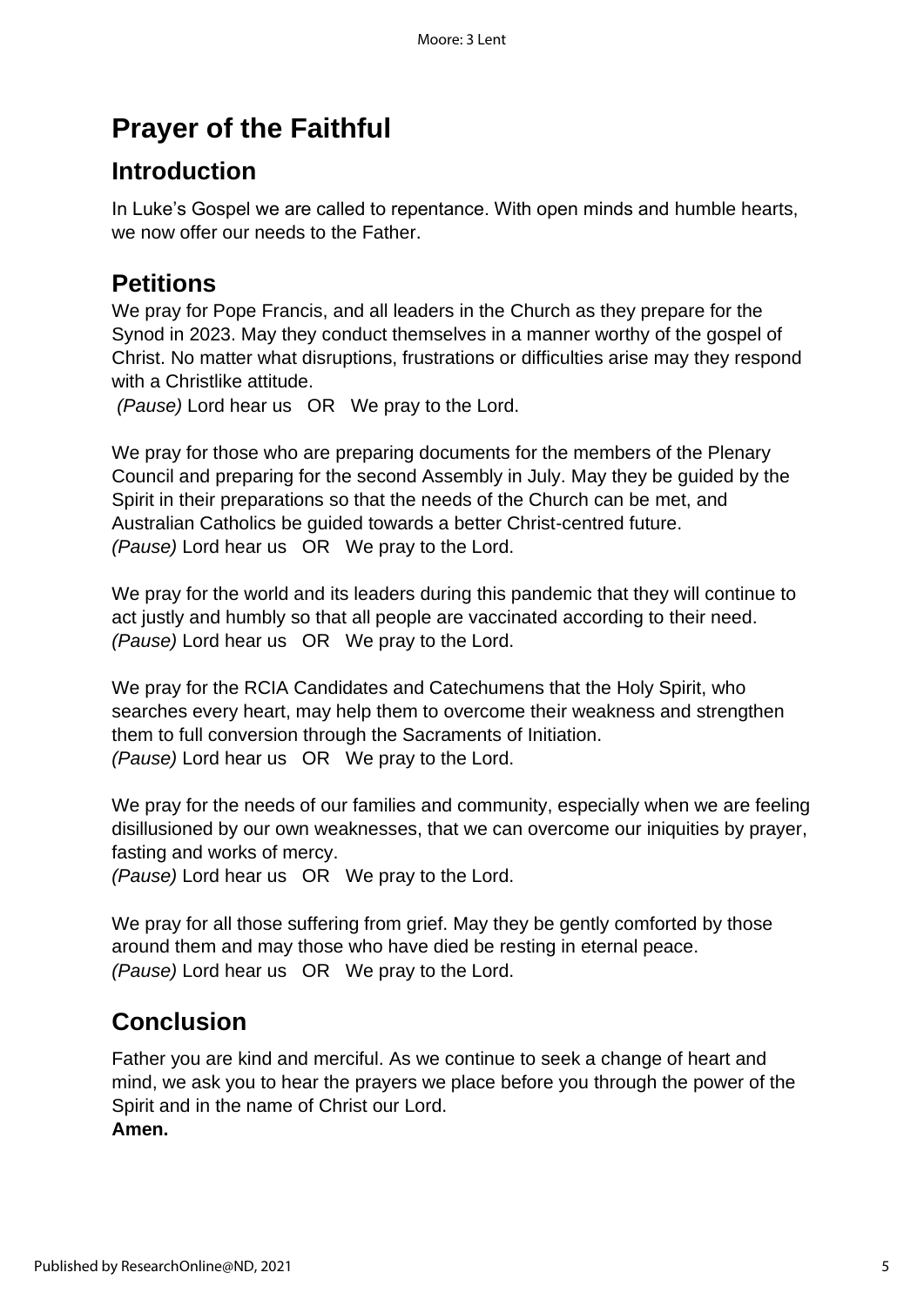# Prayer of the Faithful

## Introduction

In Luke's Gospel we are called to repentance. With open minds and humble hearts, we now offer our needs to the Father.

## Petitions

We pray for Pope Francis, and all leaders in the Church as they prepare for the Synod in 2023. May they conduct themselves in a manner worthy of the gospel of Christ. No matter what disruptions, frustrations or difficulties arise may they respond with a Christlike attitude.
*(Pause)* Lord hear us OR We pray to the Lord.

We pray for those who are preparing documents for the members of the Plenary Council and preparing for the second Assembly in July. May they be guided by the Spirit in their preparations so that the needs of the Church can be met, and Australian Catholics be guided towards a better Christ-centred future.
*(Pause)* Lord hear us OR We pray to the Lord.

We pray for the world and its leaders during this pandemic that they will continue to act justly and humbly so that all people are vaccinated according to their need.
*(Pause)* Lord hear us OR We pray to the Lord.

We pray for the RCIA Candidates and Catechumens that the Holy Spirit, who searches every heart, may help them to overcome their weakness and strengthen them to full conversion through the Sacraments of Initiation.
*(Pause)* Lord hear us OR We pray to the Lord.

We pray for the needs of our families and community, especially when we are feeling disillusioned by our own weaknesses, that we can overcome our iniquities by prayer, fasting and works of mercy.
*(Pause)* Lord hear us OR We pray to the Lord.

We pray for all those suffering from grief. May they be gently comforted by those around them and may those who have died be resting in eternal peace.
*(Pause)* Lord hear us OR We pray to the Lord.

## Conclusion

Father you are kind and merciful. As we continue to seek a change of heart and mind, we ask you to hear the prayers we place before you through the power of the Spirit and in the name of Christ our Lord.
**Amen.**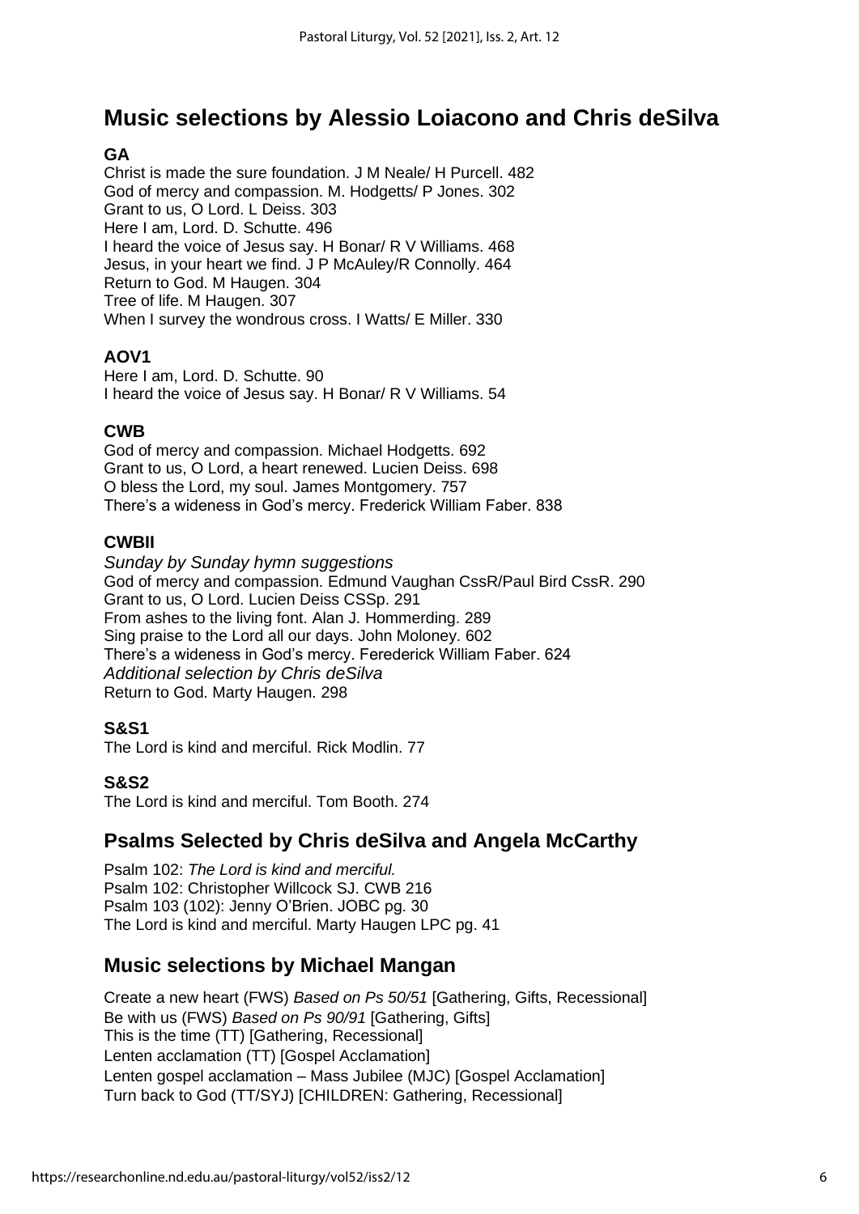## Music selections by Alessio Loiacono and Chris deSilva

**GA**

Christ is made the sure foundation. J M Neale/ H Purcell. 482
God of mercy and compassion. M. Hodgetts/ P Jones. 302
Grant to us, O Lord. L Deiss. 303
Here I am, Lord. D. Schutte. 496
I heard the voice of Jesus say. H Bonar/ R V Williams. 468
Jesus, in your heart we find. J P McAuley/R Connolly. 464
Return to God. M Haugen. 304
Tree of life. M Haugen. 307
When I survey the wondrous cross. I Watts/ E Miller. 330

**AOV1**

Here I am, Lord. D. Schutte. 90
I heard the voice of Jesus say. H Bonar/ R V Williams. 54

**CWB**

God of mercy and compassion. Michael Hodgetts. 692
Grant to us, O Lord, a heart renewed. Lucien Deiss. 698
O bless the Lord, my soul. James Montgomery. 757
There's a wideness in God's mercy. Frederick William Faber. 838

**CWBII**

*Sunday by Sunday hymn suggestions*
God of mercy and compassion. Edmund Vaughan CssR/Paul Bird CssR. 290
Grant to us, O Lord. Lucien Deiss CSSp. 291
From ashes to the living font. Alan J. Hommerding. 289
Sing praise to the Lord all our days. John Moloney. 602
There's a wideness in God's mercy. Ferederick William Faber. 624
*Additional selection by Chris deSilva*
Return to God. Marty Haugen. 298

**S&S1**

The Lord is kind and merciful. Rick Modlin. 77

**S&S2**

The Lord is kind and merciful. Tom Booth. 274

## Psalms Selected by Chris deSilva and Angela McCarthy

Psalm 102: *The Lord is kind and merciful.*
Psalm 102: Christopher Willcock SJ. CWB 216
Psalm 103 (102): Jenny O'Brien. JOBC pg. 30
The Lord is kind and merciful. Marty Haugen LPC pg. 41

## Music selections by Michael Mangan

Create a new heart (FWS) *Based on Ps 50/51* [Gathering, Gifts, Recessional]
Be with us (FWS) *Based on Ps 90/91* [Gathering, Gifts]
This is the time (TT) [Gathering, Recessional]
Lenten acclamation (TT) [Gospel Acclamation]
Lenten gospel acclamation – Mass Jubilee (MJC) [Gospel Acclamation]
Turn back to God (TT/SYJ) [CHILDREN: Gathering, Recessional]